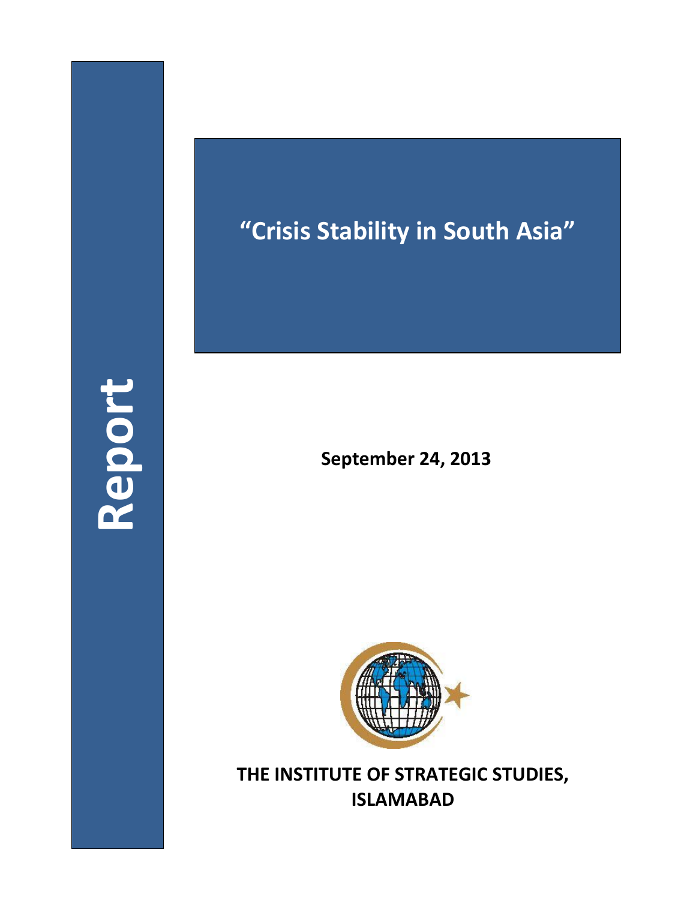# Report

# "Crisis Stability in South Asia"

**September 24, 2013**

**THE INSTITUTE OF STRATEGIC STUDIES, ISLAMABAD**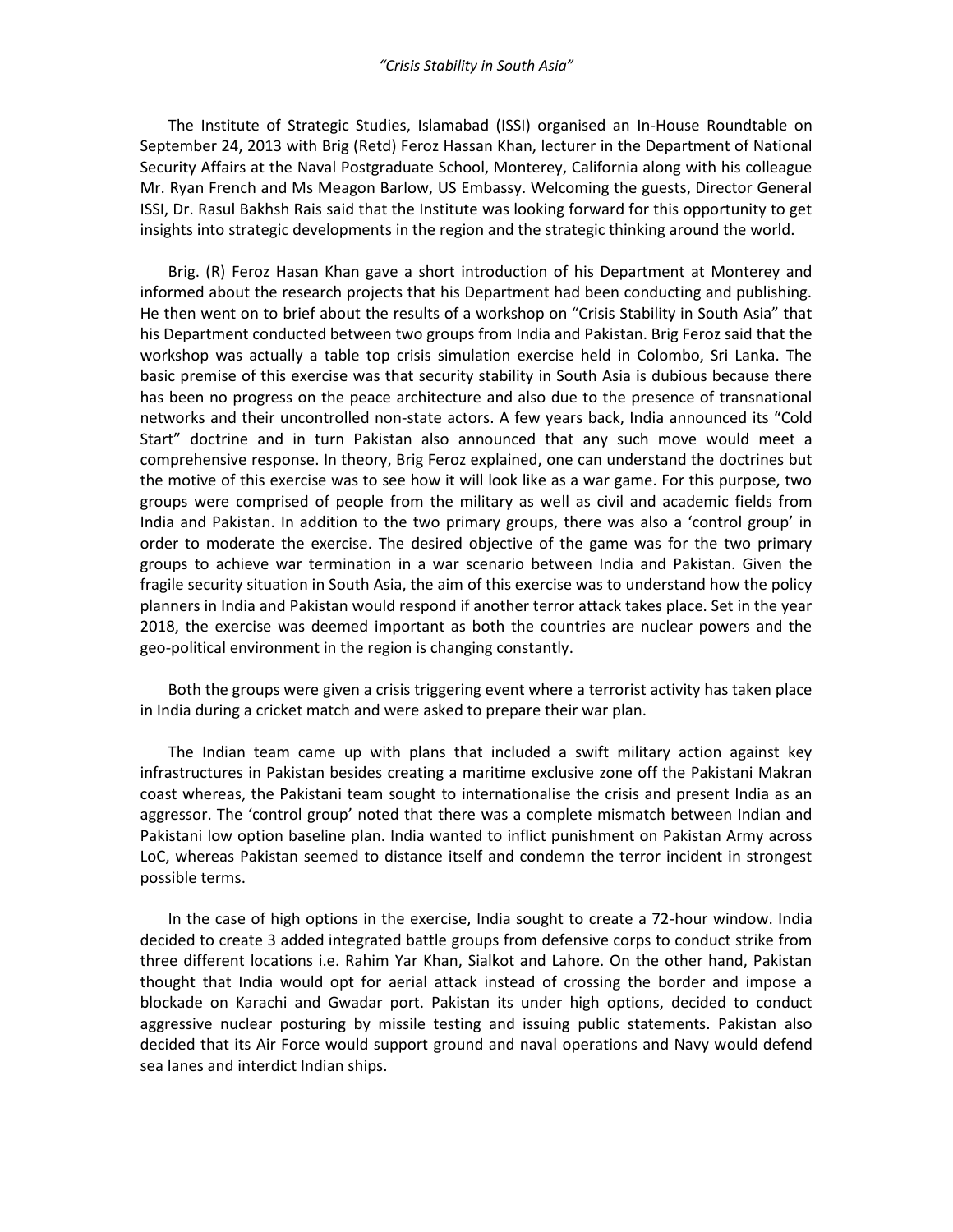*"Crisis Stability in South Asia"*

The Institute of Strategic Studies, Islamabad (ISSI) organised an In-House Roundtable on September 24, 2013 with Brig (Retd) Feroz Hassan Khan, lecturer in the Department of National Security Affairs at the Naval Postgraduate School, Monterey, California along with his colleague Mr. Ryan French and Ms Meagon Barlow, US Embassy. Welcoming the guests, Director General ISSI, Dr. Rasul Bakhsh Rais said that the Institute was looking forward for this opportunity to get insights into strategic developments in the region and the strategic thinking around the world.

Brig. (R) Feroz Hasan Khan gave a short introduction of his Department at Monterey and informed about the research projects that his Department had been conducting and publishing. He then went on to brief about the results of a workshop on "Crisis Stability in South Asia" that his Department conducted between two groups from India and Pakistan. Brig Feroz said that the workshop was actually a table top crisis simulation exercise held in Colombo, Sri Lanka. The basic premise of this exercise was that security stability in South Asia is dubious because there has been no progress on the peace architecture and also due to the presence of transnational networks and their uncontrolled non-state actors. A few years back, India announced its "Cold Start" doctrine and in turn Pakistan also announced that any such move would meet a comprehensive response. In theory, Brig Feroz explained, one can understand the doctrines but the motive of this exercise was to see how it will look like as a war game. For this purpose, two groups were comprised of people from the military as well as civil and academic fields from India and Pakistan. In addition to the two primary groups, there was also a 'control group' in order to moderate the exercise. The desired objective of the game was for the two primary groups to achieve war termination in a war scenario between India and Pakistan. Given the fragile security situation in South Asia, the aim of this exercise was to understand how the policy planners in India and Pakistan would respond if another terror attack takes place. Set in the year 2018, the exercise was deemed important as both the countries are nuclear powers and the geo-political environment in the region is changing constantly.

Both the groups were given a crisis triggering event where a terrorist activity has taken place in India during a cricket match and were asked to prepare their war plan.

The Indian team came up with plans that included a swift military action against key infrastructures in Pakistan besides creating a maritime exclusive zone off the Pakistani Makran coast whereas, the Pakistani team sought to internationalise the crisis and present India as an aggressor. The 'control group' noted that there was a complete mismatch between Indian and Pakistani low option baseline plan. India wanted to inflict punishment on Pakistan Army across LoC, whereas Pakistan seemed to distance itself and condemn the terror incident in strongest possible terms.

In the case of high options in the exercise, India sought to create a 72-hour window. India decided to create 3 added integrated battle groups from defensive corps to conduct strike from three different locations i.e. Rahim Yar Khan, Sialkot and Lahore. On the other hand, Pakistan thought that India would opt for aerial attack instead of crossing the border and impose a blockade on Karachi and Gwadar port. Pakistan its under high options, decided to conduct aggressive nuclear posturing by missile testing and issuing public statements. Pakistan also decided that its Air Force would support ground and naval operations and Navy would defend sea lanes and interdict Indian ships.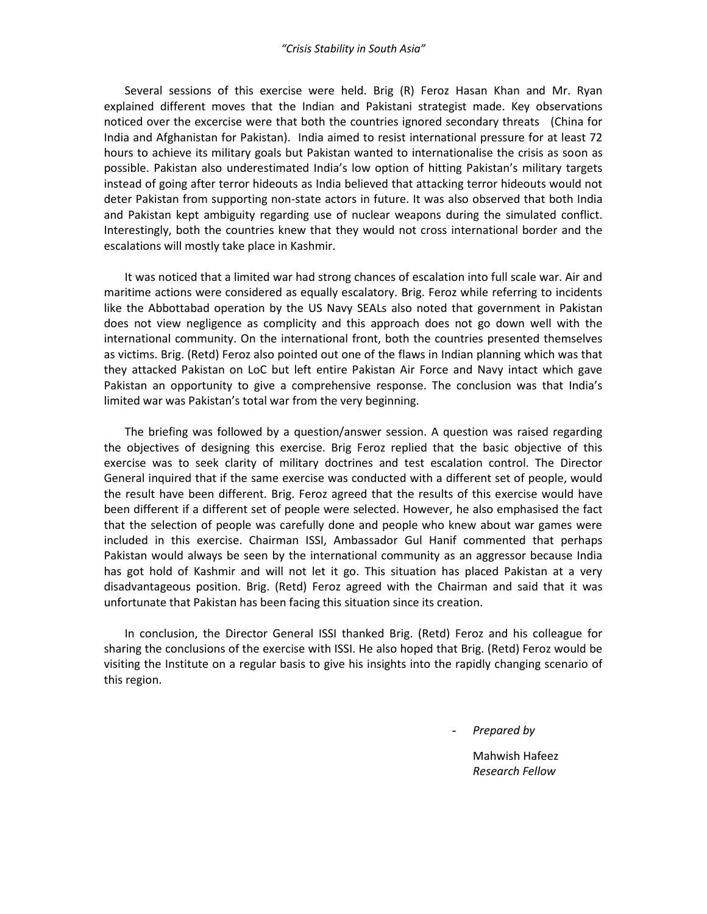Several sessions of this exercise were held. Brig (R) Feroz Hasan Khan and Mr. Ryan explained different moves that the Indian and Pakistani strategist made. Key observations noticed over the excercise were that both the countries ignored secondary threats (China for India and Afghanistan for Pakistan). India aimed to resist international pressure for at least 72 hours to achieve its military goals but Pakistan wanted to internationalise the crisis as soon as possible. Pakistan also underestimated India's low option of hitting Pakistan's military targets instead of going after terror hideouts as India believed that attacking terror hideouts would not deter Pakistan from supporting non-state actors in future. It was also observed that both India and Pakistan kept ambiguity regarding use of nuclear weapons during the simulated conflict. Interestingly, both the countries knew that they would not cross international border and the escalations will mostly take place in Kashmir.

It was noticed that a limited war had strong chances of escalation into full scale war. Air and maritime actions were considered as equally escalatory. Brig. Feroz while referring to incidents like the Abbottabad operation by the US Navy SEALs also noted that government in Pakistan does not view negligence as complicity and this approach does not go down well with the international community. On the international front, both the countries presented themselves as victims. Brig. (Retd) Feroz also pointed out one of the flaws in Indian planning which was that they attacked Pakistan on LoC but left entire Pakistan Air Force and Navy intact which gave Pakistan an opportunity to give a comprehensive response. The conclusion was that India's limited war was Pakistan's total war from the very beginning.

The briefing was followed by a question/answer session. A question was raised regarding the objectives of designing this exercise. Brig Feroz replied that the basic objective of this exercise was to seek clarity of military doctrines and test escalation control. The Director General inquired that if the same exercise was conducted with a different set of people, would the result have been different. Brig. Feroz agreed that the results of this exercise would have been different if a different set of people were selected. However, he also emphasised the fact that the selection of people was carefully done and people who knew about war games were included in this exercise. Chairman ISSI, Ambassador Gul Hanif commented that perhaps Pakistan would always be seen by the international community as an aggressor because India has got hold of Kashmir and will not let it go. This situation has placed Pakistan at a very disadvantageous position. Brig. (Retd) Feroz agreed with the Chairman and said that it was unfortunate that Pakistan has been facing this situation since its creation.

In conclusion, the Director General ISSI thanked Brig. (Retd) Feroz and his colleague for sharing the conclusions of the exercise with ISSI. He also hoped that Brig. (Retd) Feroz would be visiting the Institute on a regular basis to give his insights into the rapidly changing scenario of this region.

- *Prepared by*

  Mahwish Hafeez
  *Research Fellow*